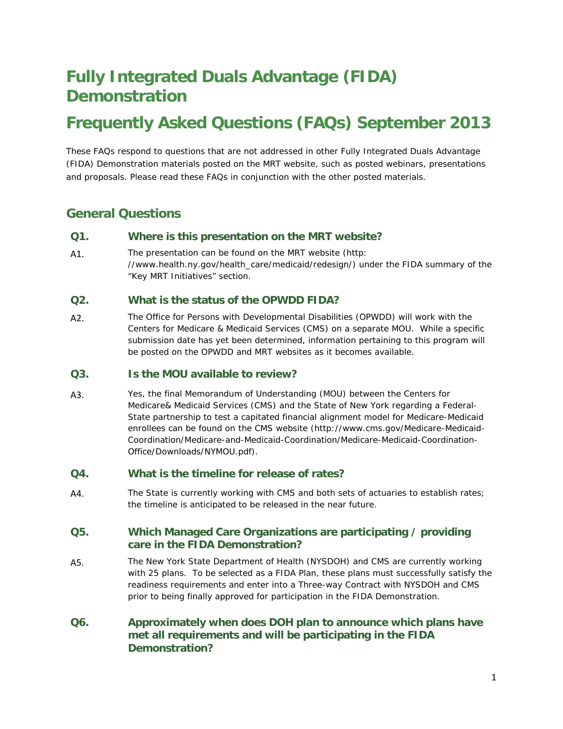# Fully Integrated Duals Advantage (FIDA) Demonstration

# Frequently Asked Questions (FAQs) September 2013

These FAQs respond to questions that are not addressed in other Fully Integrated Duals Advantage (FIDA) Demonstration materials posted on the MRT website, such as posted webinars, presentations and proposals. Please read these FAQs in conjunction with the other posted materials.

## General Questions

### Q1. Where is this presentation on the MRT website?

A1. The presentation can be found on the MRT website (http: //www.health.ny.gov/health_care/medicaid/redesign/) under the FIDA summary of the "Key MRT Initiatives" section.

### Q2. What is the status of the OPWDD FIDA?

A2. The Office for Persons with Developmental Disabilities (OPWDD) will work with the Centers for Medicare & Medicaid Services (CMS) on a separate MOU. While a specific submission date has yet been determined, information pertaining to this program will be posted on the OPWDD and MRT websites as it becomes available.

### Q3. Is the MOU available to review?

A3. Yes, the final Memorandum of Understanding (MOU) between the Centers for Medicare& Medicaid Services (CMS) and the State of New York regarding a Federal-State partnership to test a capitated financial alignment model for Medicare-Medicaid enrollees can be found on the CMS website (http://www.cms.gov/Medicare-Medicaid-Coordination/Medicare-and-Medicaid-Coordination/Medicare-Medicaid-Coordination-Office/Downloads/NYMOU.pdf).

### Q4. What is the timeline for release of rates?

A4. The State is currently working with CMS and both sets of actuaries to establish rates; the timeline is anticipated to be released in the near future.

### Q5. Which Managed Care Organizations are participating / providing care in the FIDA Demonstration?

A5. The New York State Department of Health (NYSDOH) and CMS are currently working with 25 plans. To be selected as a FIDA Plan, these plans must successfully satisfy the readiness requirements and enter into a Three-way Contract with NYSDOH and CMS prior to being finally approved for participation in the FIDA Demonstration.

### Q6. Approximately when does DOH plan to announce which plans have met all requirements and will be participating in the FIDA Demonstration?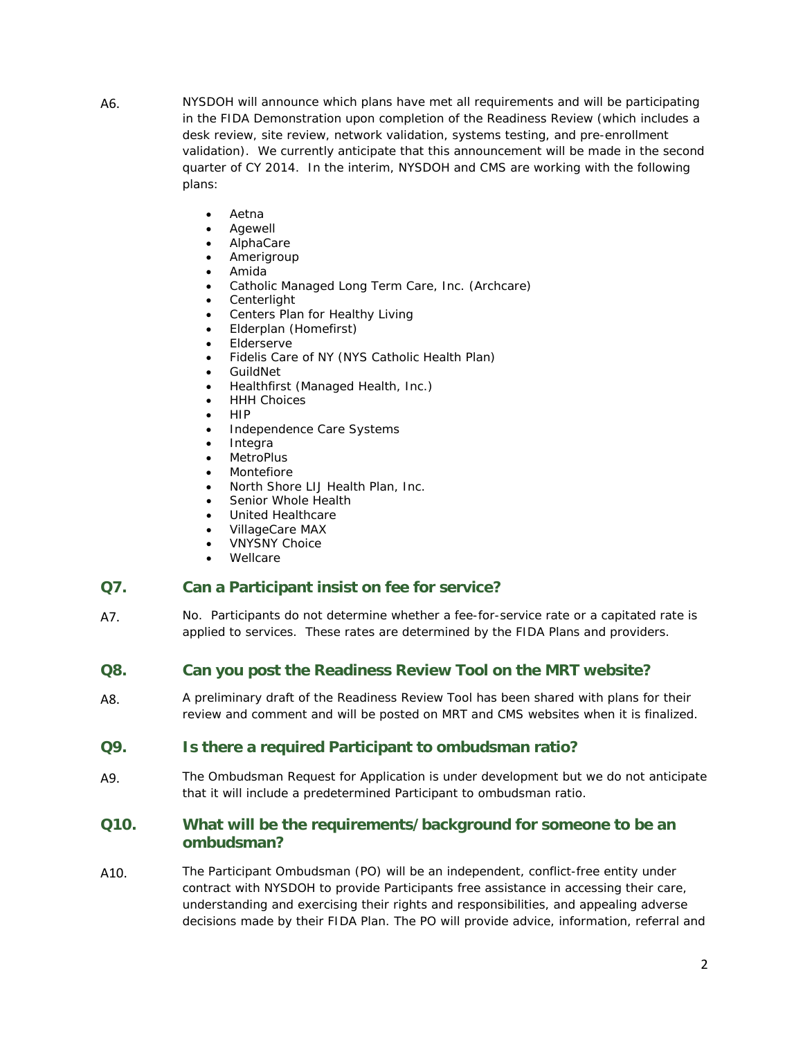A6. NYSDOH will announce which plans have met all requirements and will be participating in the FIDA Demonstration upon completion of the Readiness Review (which includes a desk review, site review, network validation, systems testing, and pre-enrollment validation). We currently anticipate that this announcement will be made in the second quarter of CY 2014. In the interim, NYSDOH and CMS are working with the following plans:

- Aetna
- Agewell
- AlphaCare
- Amerigroup
- Amida
- Catholic Managed Long Term Care, Inc. (Archcare)
- Centerlight
- Centers Plan for Healthy Living
- Elderplan (Homefirst)
- Elderserve
- Fidelis Care of NY (NYS Catholic Health Plan)
- GuildNet
- Healthfirst (Managed Health, Inc.)
- HHH Choices
- HIP
- Independence Care Systems
- Integra
- MetroPlus
- Montefiore
- North Shore LIJ Health Plan, Inc.
- Senior Whole Health
- United Healthcare
- VillageCare MAX
- VNYSNY Choice
- Wellcare

## Q7. Can a Participant insist on fee for service?

A7. No. Participants do not determine whether a fee-for-service rate or a capitated rate is applied to services. These rates are determined by the FIDA Plans and providers.

## Q8. Can you post the Readiness Review Tool on the MRT website?

A8. A preliminary draft of the Readiness Review Tool has been shared with plans for their review and comment and will be posted on MRT and CMS websites when it is finalized.

## Q9. Is there a required Participant to ombudsman ratio?

A9. The Ombudsman Request for Application is under development but we do not anticipate that it will include a predetermined Participant to ombudsman ratio.

## Q10. What will be the requirements/background for someone to be an ombudsman?

A10. The Participant Ombudsman (PO) will be an independent, conflict-free entity under contract with NYSDOH to provide Participants free assistance in accessing their care, understanding and exercising their rights and responsibilities, and appealing adverse decisions made by their FIDA Plan. The PO will provide advice, information, referral and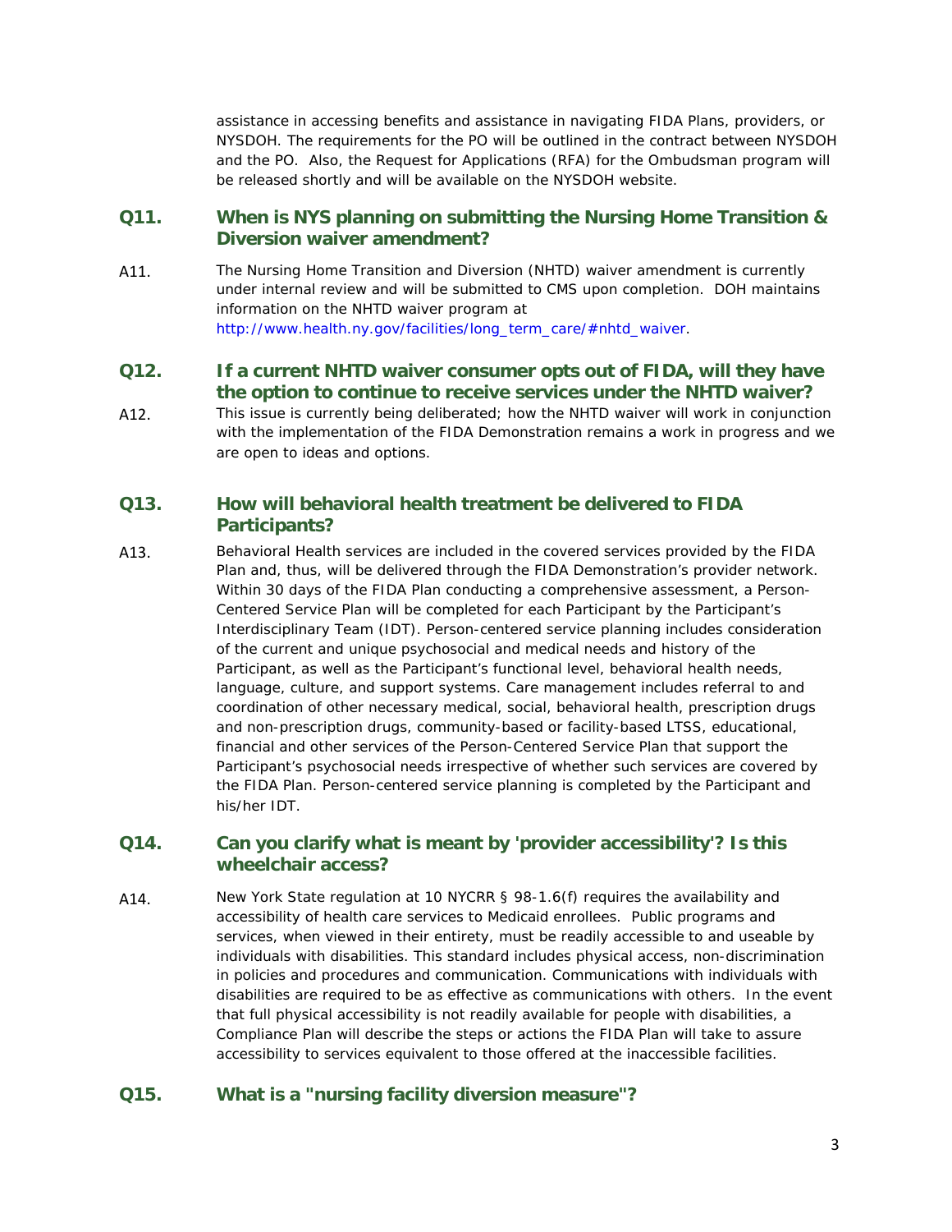assistance in accessing benefits and assistance in navigating FIDA Plans, providers, or NYSDOH. The requirements for the PO will be outlined in the contract between NYSDOH and the PO. Also, the Request for Applications (RFA) for the Ombudsman program will be released shortly and will be available on the NYSDOH website.

### Q11. When is NYS planning on submitting the Nursing Home Transition & Diversion waiver amendment?

A11. The Nursing Home Transition and Diversion (NHTD) waiver amendment is currently under internal review and will be submitted to CMS upon completion. DOH maintains information on the NHTD waiver program at http://www.health.ny.gov/facilities/long_term_care/#nhtd_waiver.

### Q12. If a current NHTD waiver consumer opts out of FIDA, will they have the option to continue to receive services under the NHTD waiver?

A12. This issue is currently being deliberated; how the NHTD waiver will work in conjunction with the implementation of the FIDA Demonstration remains a work in progress and we are open to ideas and options.

### Q13. How will behavioral health treatment be delivered to FIDA Participants?

A13. Behavioral Health services are included in the covered services provided by the FIDA Plan and, thus, will be delivered through the FIDA Demonstration's provider network. Within 30 days of the FIDA Plan conducting a comprehensive assessment, a Person-Centered Service Plan will be completed for each Participant by the Participant's Interdisciplinary Team (IDT). Person-centered service planning includes consideration of the current and unique psychosocial and medical needs and history of the Participant, as well as the Participant's functional level, behavioral health needs, language, culture, and support systems. Care management includes referral to and coordination of other necessary medical, social, behavioral health, prescription drugs and non-prescription drugs, community-based or facility-based LTSS, educational, financial and other services of the Person-Centered Service Plan that support the Participant's psychosocial needs irrespective of whether such services are covered by the FIDA Plan. Person-centered service planning is completed by the Participant and his/her IDT.

### Q14. Can you clarify what is meant by 'provider accessibility'? Is this wheelchair access?

A14. New York State regulation at 10 NYCRR § 98-1.6(f) requires the availability and accessibility of health care services to Medicaid enrollees. Public programs and services, when viewed in their entirety, must be readily accessible to and useable by individuals with disabilities. This standard includes physical access, non-discrimination in policies and procedures and communication. Communications with individuals with disabilities are required to be as effective as communications with others. In the event that full physical accessibility is not readily available for people with disabilities, a Compliance Plan will describe the steps or actions the FIDA Plan will take to assure accessibility to services equivalent to those offered at the inaccessible facilities.

### Q15. What is a "nursing facility diversion measure"?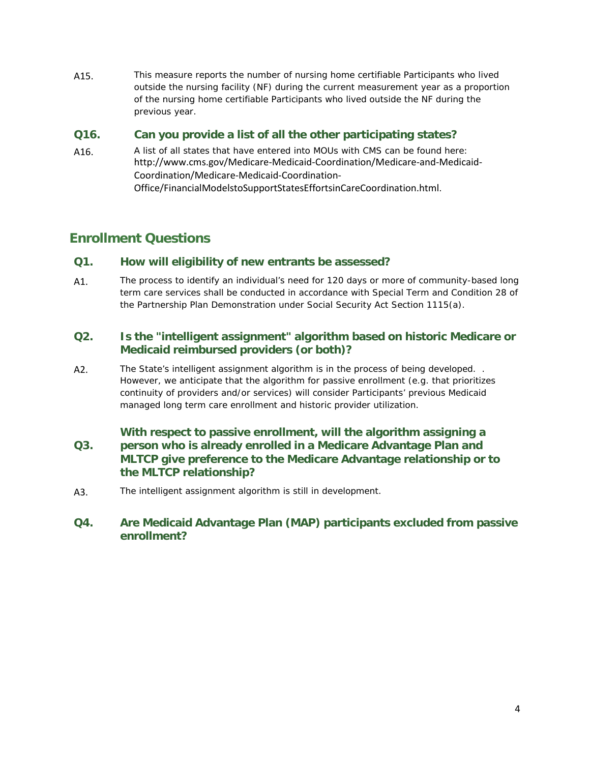A15. This measure reports the number of nursing home certifiable Participants who lived outside the nursing facility (NF) during the current measurement year as a proportion of the nursing home certifiable Participants who lived outside the NF during the previous year.

### Q16. Can you provide a list of all the other participating states?

A16. A list of all states that have entered into MOUs with CMS can be found here: http://www.cms.gov/Medicare-Medicaid-Coordination/Medicare-and-Medicaid-Coordination/Medicare-Medicaid-Coordination-Office/FinancialModelstoSupportStatesEffortsinCareCoordination.html.

## Enrollment Questions

### Q1. How will eligibility of new entrants be assessed?

A1. The process to identify an individual's need for 120 days or more of community-based long term care services shall be conducted in accordance with Special Term and Condition 28 of the Partnership Plan Demonstration under Social Security Act Section 1115(a).

### Q2. Is the "intelligent assignment" algorithm based on historic Medicare or Medicaid reimbursed providers (or both)?

A2. The State's intelligent assignment algorithm is in the process of being developed. . However, we anticipate that the algorithm for passive enrollment (e.g. that prioritizes continuity of providers and/or services) will consider Participants' previous Medicaid managed long term care enrollment and historic provider utilization.

### Q3. With respect to passive enrollment, will the algorithm assigning a person who is already enrolled in a Medicare Advantage Plan and MLTCP give preference to the Medicare Advantage relationship or to the MLTCP relationship?

A3. The intelligent assignment algorithm is still in development.

### Q4. Are Medicaid Advantage Plan (MAP) participants excluded from passive enrollment?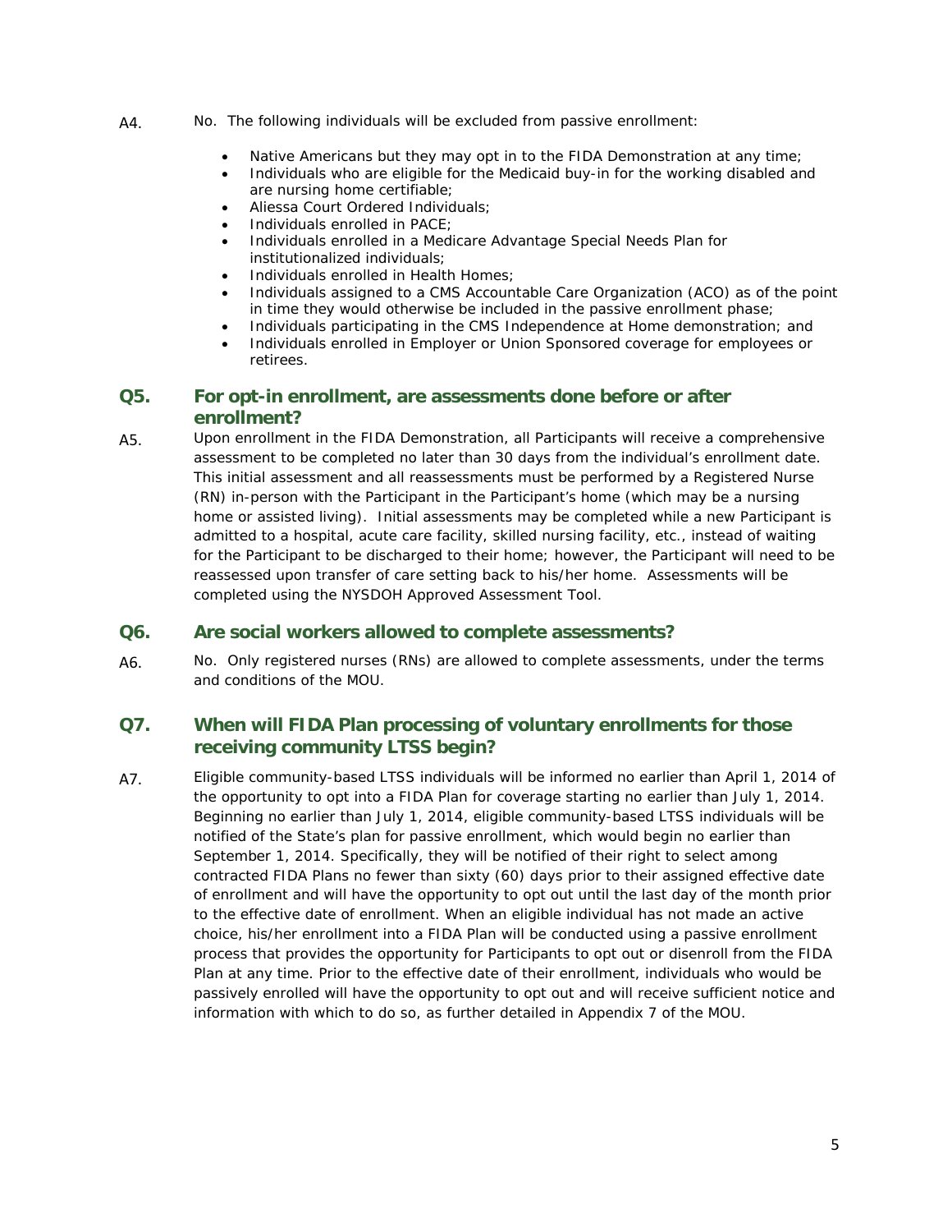A4. No. The following individuals will be excluded from passive enrollment:

- Native Americans but they may opt in to the FIDA Demonstration at any time;
- Individuals who are eligible for the Medicaid buy-in for the working disabled and are nursing home certifiable;
- Aliessa Court Ordered Individuals;
- Individuals enrolled in PACE;
- Individuals enrolled in a Medicare Advantage Special Needs Plan for institutionalized individuals;
- Individuals enrolled in Health Homes;
- Individuals assigned to a CMS Accountable Care Organization (ACO) as of the point in time they would otherwise be included in the passive enrollment phase;
- Individuals participating in the CMS Independence at Home demonstration; and
- Individuals enrolled in Employer or Union Sponsored coverage for employees or retirees.

## Q5. For opt-in enrollment, are assessments done before or after enrollment?

A5. Upon enrollment in the FIDA Demonstration, all Participants will receive a comprehensive assessment to be completed no later than 30 days from the individual's enrollment date. This initial assessment and all reassessments must be performed by a Registered Nurse (RN) in-person with the Participant in the Participant's home (which may be a nursing home or assisted living). Initial assessments may be completed while a new Participant is admitted to a hospital, acute care facility, skilled nursing facility, etc., instead of waiting for the Participant to be discharged to their home; however, the Participant will need to be reassessed upon transfer of care setting back to his/her home. Assessments will be completed using the NYSDOH Approved Assessment Tool.

## Q6. Are social workers allowed to complete assessments?

A6. No. Only registered nurses (RNs) are allowed to complete assessments, under the terms and conditions of the MOU.

## Q7. When will FIDA Plan processing of voluntary enrollments for those receiving community LTSS begin?

A7. Eligible community-based LTSS individuals will be informed no earlier than April 1, 2014 of the opportunity to opt into a FIDA Plan for coverage starting no earlier than July 1, 2014. Beginning no earlier than July 1, 2014, eligible community-based LTSS individuals will be notified of the State's plan for passive enrollment, which would begin no earlier than September 1, 2014. Specifically, they will be notified of their right to select among contracted FIDA Plans no fewer than sixty (60) days prior to their assigned effective date of enrollment and will have the opportunity to opt out until the last day of the month prior to the effective date of enrollment. When an eligible individual has not made an active choice, his/her enrollment into a FIDA Plan will be conducted using a passive enrollment process that provides the opportunity for Participants to opt out or disenroll from the FIDA Plan at any time. Prior to the effective date of their enrollment, individuals who would be passively enrolled will have the opportunity to opt out and will receive sufficient notice and information with which to do so, as further detailed in Appendix 7 of the MOU.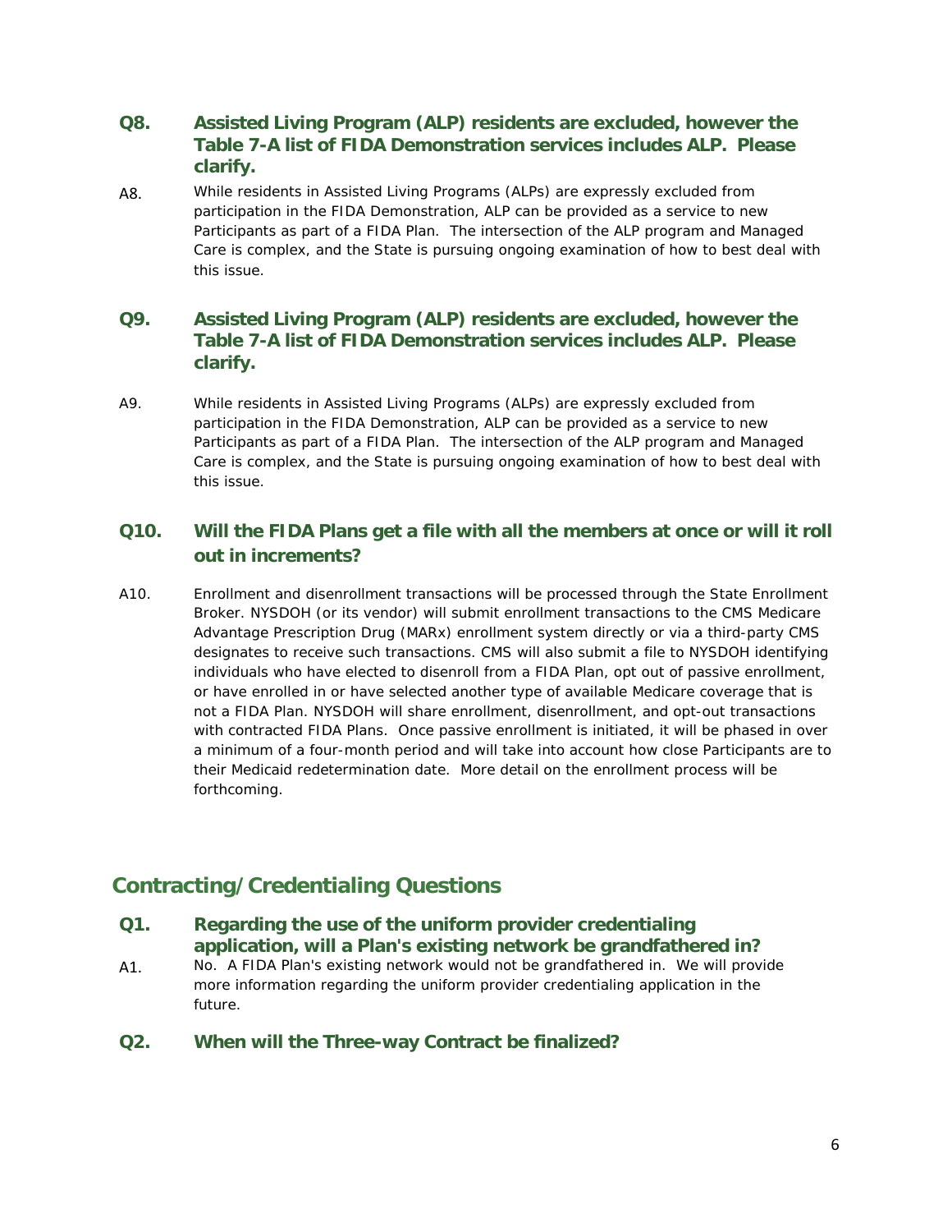### Q8. Assisted Living Program (ALP) residents are excluded, however the Table 7-A list of FIDA Demonstration services includes ALP. Please clarify.

A8. While residents in Assisted Living Programs (ALPs) are expressly excluded from participation in the FIDA Demonstration, ALP can be provided as a service to new Participants as part of a FIDA Plan. The intersection of the ALP program and Managed Care is complex, and the State is pursuing ongoing examination of how to best deal with this issue.

### Q9. Assisted Living Program (ALP) residents are excluded, however the Table 7-A list of FIDA Demonstration services includes ALP. Please clarify.

A9. While residents in Assisted Living Programs (ALPs) are expressly excluded from participation in the FIDA Demonstration, ALP can be provided as a service to new Participants as part of a FIDA Plan. The intersection of the ALP program and Managed Care is complex, and the State is pursuing ongoing examination of how to best deal with this issue.

### Q10. Will the FIDA Plans get a file with all the members at once or will it roll out in increments?

A10. Enrollment and disenrollment transactions will be processed through the State Enrollment Broker. NYSDOH (or its vendor) will submit enrollment transactions to the CMS Medicare Advantage Prescription Drug (MARx) enrollment system directly or via a third-party CMS designates to receive such transactions. CMS will also submit a file to NYSDOH identifying individuals who have elected to disenroll from a FIDA Plan, opt out of passive enrollment, or have enrolled in or have selected another type of available Medicare coverage that is not a FIDA Plan. NYSDOH will share enrollment, disenrollment, and opt-out transactions with contracted FIDA Plans. Once passive enrollment is initiated, it will be phased in over a minimum of a four-month period and will take into account how close Participants are to their Medicaid redetermination date. More detail on the enrollment process will be forthcoming.

## Contracting/Credentialing Questions

### Q1. Regarding the use of the uniform provider credentialing application, will a Plan's existing network be grandfathered in?

A1. No. A FIDA Plan's existing network would not be grandfathered in. We will provide more information regarding the uniform provider credentialing application in the future.

### Q2. When will the Three-way Contract be finalized?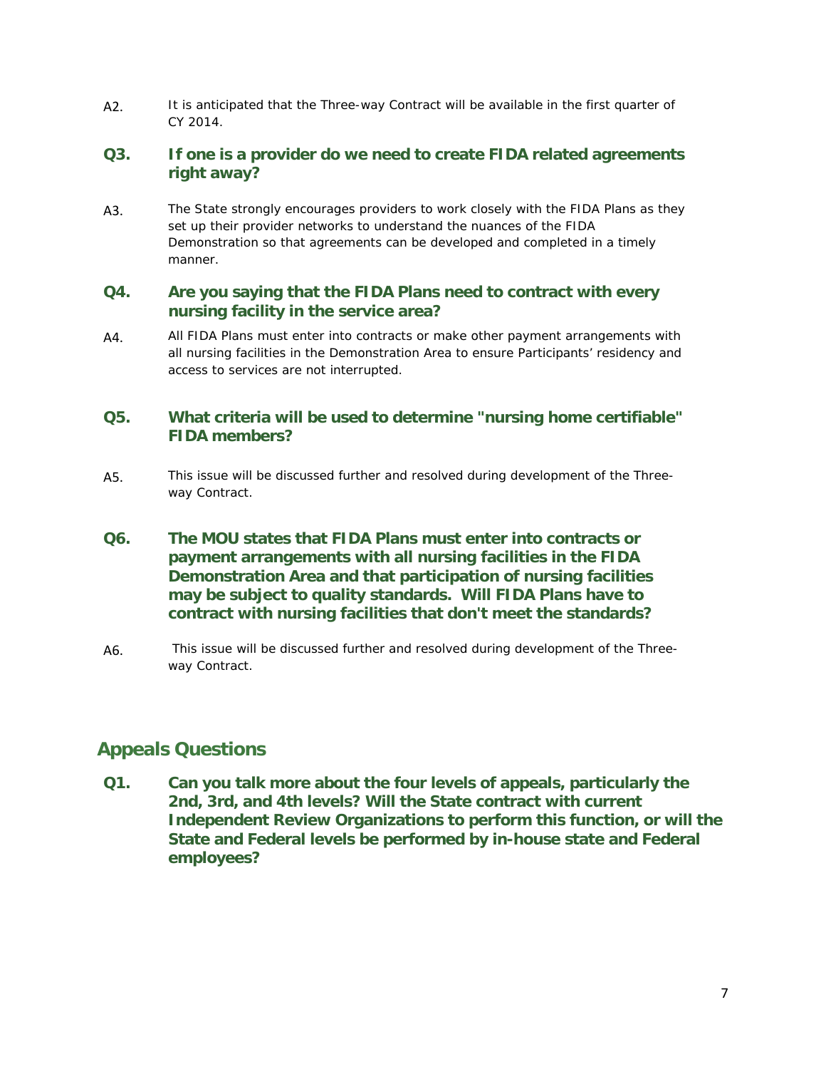A2. It is anticipated that the Three-way Contract will be available in the first quarter of CY 2014.

### Q3. If one is a provider do we need to create FIDA related agreements right away?

A3. The State strongly encourages providers to work closely with the FIDA Plans as they set up their provider networks to understand the nuances of the FIDA Demonstration so that agreements can be developed and completed in a timely manner.

### Q4. Are you saying that the FIDA Plans need to contract with every nursing facility in the service area?

A4. All FIDA Plans must enter into contracts or make other payment arrangements with all nursing facilities in the Demonstration Area to ensure Participants' residency and access to services are not interrupted.

### Q5. What criteria will be used to determine "nursing home certifiable" FIDA members?

A5. This issue will be discussed further and resolved during development of the Three-way Contract.

### Q6. The MOU states that FIDA Plans must enter into contracts or payment arrangements with all nursing facilities in the FIDA Demonstration Area and that participation of nursing facilities may be subject to quality standards. Will FIDA Plans have to contract with nursing facilities that don't meet the standards?

A6. This issue will be discussed further and resolved during development of the Three-way Contract.

## Appeals Questions

### Q1. Can you talk more about the four levels of appeals, particularly the 2nd, 3rd, and 4th levels? Will the State contract with current Independent Review Organizations to perform this function, or will the State and Federal levels be performed by in-house state and Federal employees?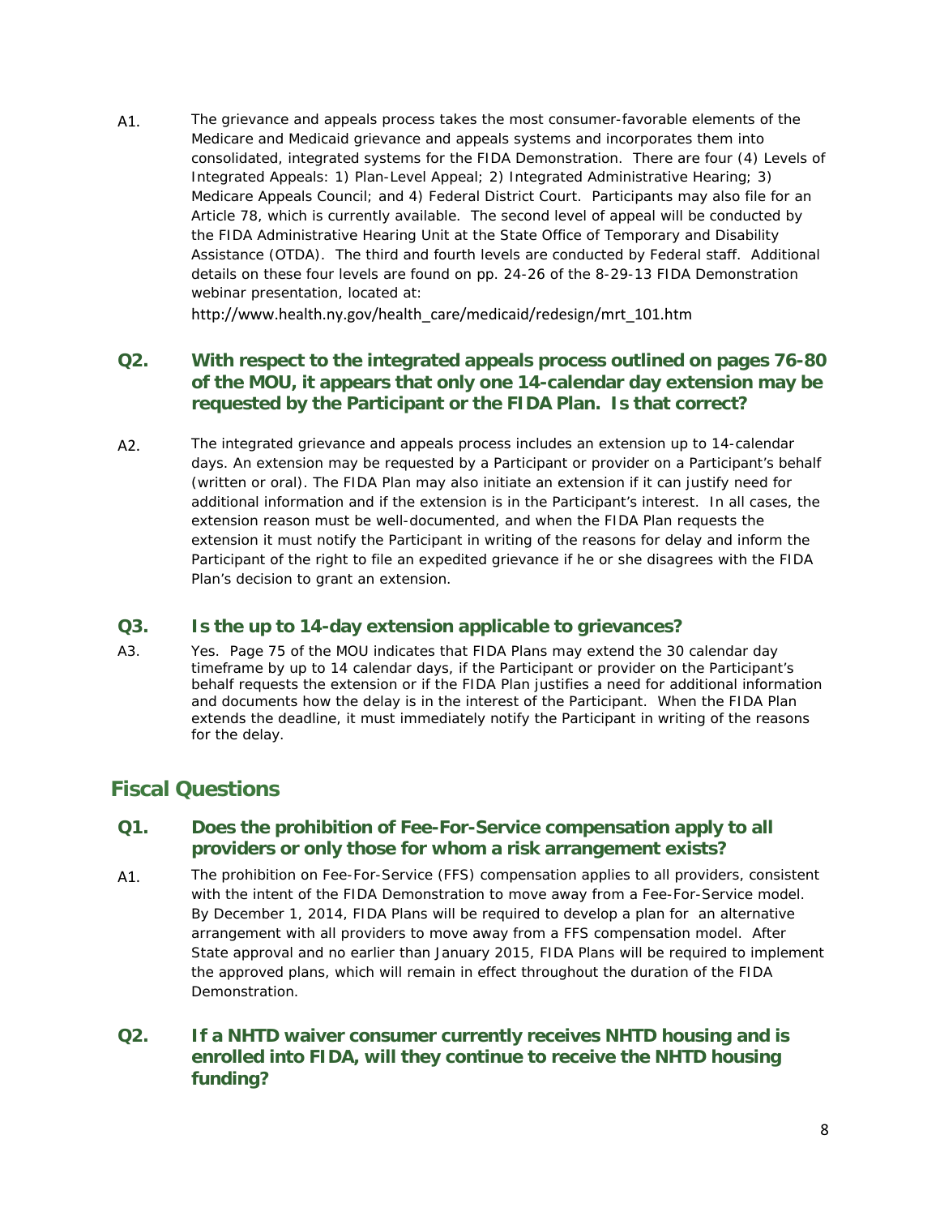A1. The grievance and appeals process takes the most consumer-favorable elements of the Medicare and Medicaid grievance and appeals systems and incorporates them into consolidated, integrated systems for the FIDA Demonstration. There are four (4) Levels of Integrated Appeals: 1) Plan-Level Appeal; 2) Integrated Administrative Hearing; 3) Medicare Appeals Council; and 4) Federal District Court. Participants may also file for an Article 78, which is currently available. The second level of appeal will be conducted by the FIDA Administrative Hearing Unit at the State Office of Temporary and Disability Assistance (OTDA). The third and fourth levels are conducted by Federal staff. Additional details on these four levels are found on pp. 24-26 of the 8-29-13 FIDA Demonstration webinar presentation, located at: http://www.health.ny.gov/health_care/medicaid/redesign/mrt_101.htm

### Q2. With respect to the integrated appeals process outlined on pages 76-80 of the MOU, it appears that only one 14-calendar day extension may be requested by the Participant or the FIDA Plan. Is that correct?

A2. The integrated grievance and appeals process includes an extension up to 14-calendar days. An extension may be requested by a Participant or provider on a Participant's behalf (written or oral). The FIDA Plan may also initiate an extension if it can justify need for additional information and if the extension is in the Participant's interest. In all cases, the extension reason must be well-documented, and when the FIDA Plan requests the extension it must notify the Participant in writing of the reasons for delay and inform the Participant of the right to file an expedited grievance if he or she disagrees with the FIDA Plan's decision to grant an extension.

### Q3. Is the up to 14-day extension applicable to grievances?

A3. Yes. Page 75 of the MOU indicates that FIDA Plans may extend the 30 calendar day timeframe by up to 14 calendar days, if the Participant or provider on the Participant's behalf requests the extension or if the FIDA Plan justifies a need for additional information and documents how the delay is in the interest of the Participant. When the FIDA Plan extends the deadline, it must immediately notify the Participant in writing of the reasons for the delay.

## Fiscal Questions

### Q1. Does the prohibition of Fee-For-Service compensation apply to all providers or only those for whom a risk arrangement exists?

A1. The prohibition on Fee-For-Service (FFS) compensation applies to all providers, consistent with the intent of the FIDA Demonstration to move away from a Fee-For-Service model. By December 1, 2014, FIDA Plans will be required to develop a plan for an alternative arrangement with all providers to move away from a FFS compensation model. After State approval and no earlier than January 2015, FIDA Plans will be required to implement the approved plans, which will remain in effect throughout the duration of the FIDA Demonstration.

### Q2. If a NHTD waiver consumer currently receives NHTD housing and is enrolled into FIDA, will they continue to receive the NHTD housing funding?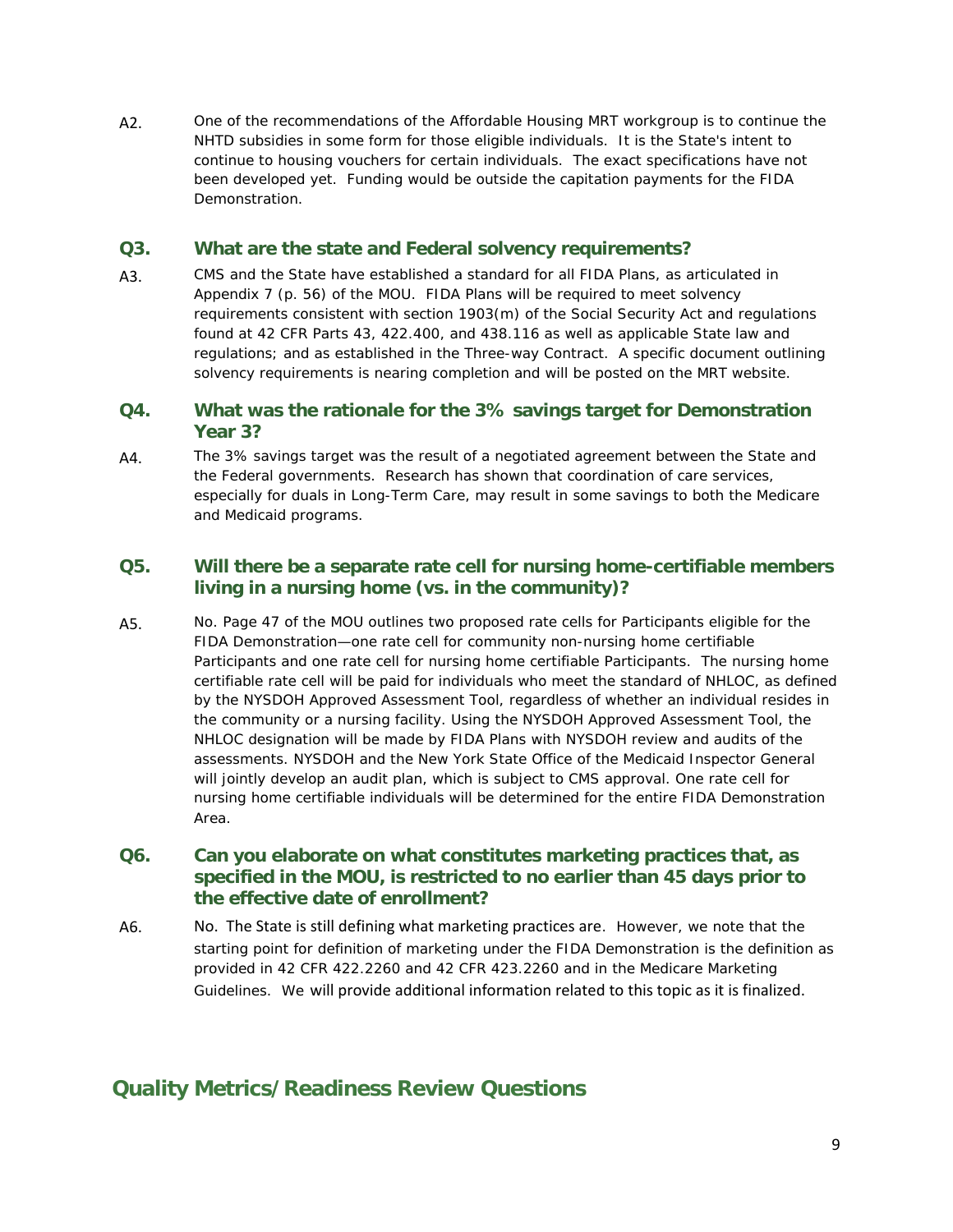A2. One of the recommendations of the Affordable Housing MRT workgroup is to continue the NHTD subsidies in some form for those eligible individuals. It is the State's intent to continue to housing vouchers for certain individuals. The exact specifications have not been developed yet. Funding would be outside the capitation payments for the FIDA Demonstration.

### Q3. What are the state and Federal solvency requirements?

A3. CMS and the State have established a standard for all FIDA Plans, as articulated in Appendix 7 (p. 56) of the MOU. FIDA Plans will be required to meet solvency requirements consistent with section 1903(m) of the Social Security Act and regulations found at 42 CFR Parts 43, 422.400, and 438.116 as well as applicable State law and regulations; and as established in the Three-way Contract. A specific document outlining solvency requirements is nearing completion and will be posted on the MRT website.

### Q4. What was the rationale for the 3% savings target for Demonstration Year 3?

A4. The 3% savings target was the result of a negotiated agreement between the State and the Federal governments. Research has shown that coordination of care services, especially for duals in Long-Term Care, may result in some savings to both the Medicare and Medicaid programs.

### Q5. Will there be a separate rate cell for nursing home-certifiable members living in a nursing home (vs. in the community)?

A5. No. Page 47 of the MOU outlines two proposed rate cells for Participants eligible for the FIDA Demonstration—one rate cell for community non-nursing home certifiable Participants and one rate cell for nursing home certifiable Participants. The nursing home certifiable rate cell will be paid for individuals who meet the standard of NHLOC, as defined by the NYSDOH Approved Assessment Tool, regardless of whether an individual resides in the community or a nursing facility. Using the NYSDOH Approved Assessment Tool, the NHLOC designation will be made by FIDA Plans with NYSDOH review and audits of the assessments. NYSDOH and the New York State Office of the Medicaid Inspector General will jointly develop an audit plan, which is subject to CMS approval. One rate cell for nursing home certifiable individuals will be determined for the entire FIDA Demonstration Area.

### Q6. Can you elaborate on what constitutes marketing practices that, as specified in the MOU, is restricted to no earlier than 45 days prior to the effective date of enrollment?

A6. No. The State is still defining what marketing practices are. However, we note that the starting point for definition of marketing under the FIDA Demonstration is the definition as provided in 42 CFR 422.2260 and 42 CFR 423.2260 and in the Medicare Marketing Guidelines. We will provide additional information related to this topic as it is finalized.

## Quality Metrics/Readiness Review Questions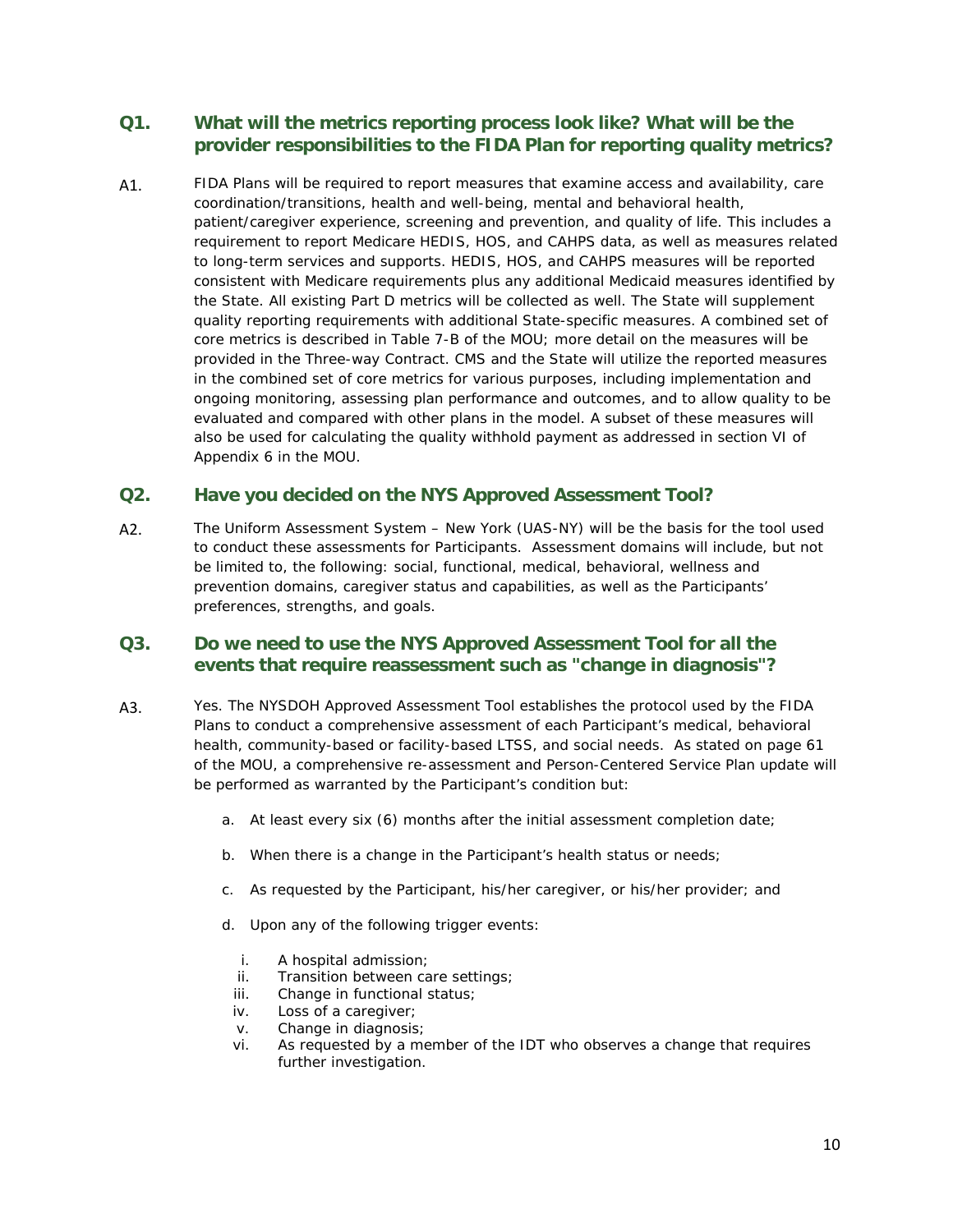### Q1. What will the metrics reporting process look like? What will be the provider responsibilities to the FIDA Plan for reporting quality metrics?

A1. FIDA Plans will be required to report measures that examine access and availability, care coordination/transitions, health and well-being, mental and behavioral health, patient/caregiver experience, screening and prevention, and quality of life. This includes a requirement to report Medicare HEDIS, HOS, and CAHPS data, as well as measures related to long-term services and supports. HEDIS, HOS, and CAHPS measures will be reported consistent with Medicare requirements plus any additional Medicaid measures identified by the State. All existing Part D metrics will be collected as well. The State will supplement quality reporting requirements with additional State-specific measures. A combined set of core metrics is described in Table 7-B of the MOU; more detail on the measures will be provided in the Three-way Contract. CMS and the State will utilize the reported measures in the combined set of core metrics for various purposes, including implementation and ongoing monitoring, assessing plan performance and outcomes, and to allow quality to be evaluated and compared with other plans in the model. A subset of these measures will also be used for calculating the quality withhold payment as addressed in section VI of Appendix 6 in the MOU.

### Q2. Have you decided on the NYS Approved Assessment Tool?

A2. The Uniform Assessment System – New York (UAS-NY) will be the basis for the tool used to conduct these assessments for Participants. Assessment domains will include, but not be limited to, the following: social, functional, medical, behavioral, wellness and prevention domains, caregiver status and capabilities, as well as the Participants' preferences, strengths, and goals.

### Q3. Do we need to use the NYS Approved Assessment Tool for all the events that require reassessment such as "change in diagnosis"?

A3. Yes. The NYSDOH Approved Assessment Tool establishes the protocol used by the FIDA Plans to conduct a comprehensive assessment of each Participant's medical, behavioral health, community-based or facility-based LTSS, and social needs. As stated on page 61 of the MOU, a comprehensive re-assessment and Person-Centered Service Plan update will be performed as warranted by the Participant's condition but:

a. At least every six (6) months after the initial assessment completion date;

b. When there is a change in the Participant's health status or needs;

c. As requested by the Participant, his/her caregiver, or his/her provider; and

d. Upon any of the following trigger events:

   i. A hospital admission;
   ii. Transition between care settings;
   iii. Change in functional status;
   iv. Loss of a caregiver;
   v. Change in diagnosis;
   vi. As requested by a member of the IDT who observes a change that requires further investigation.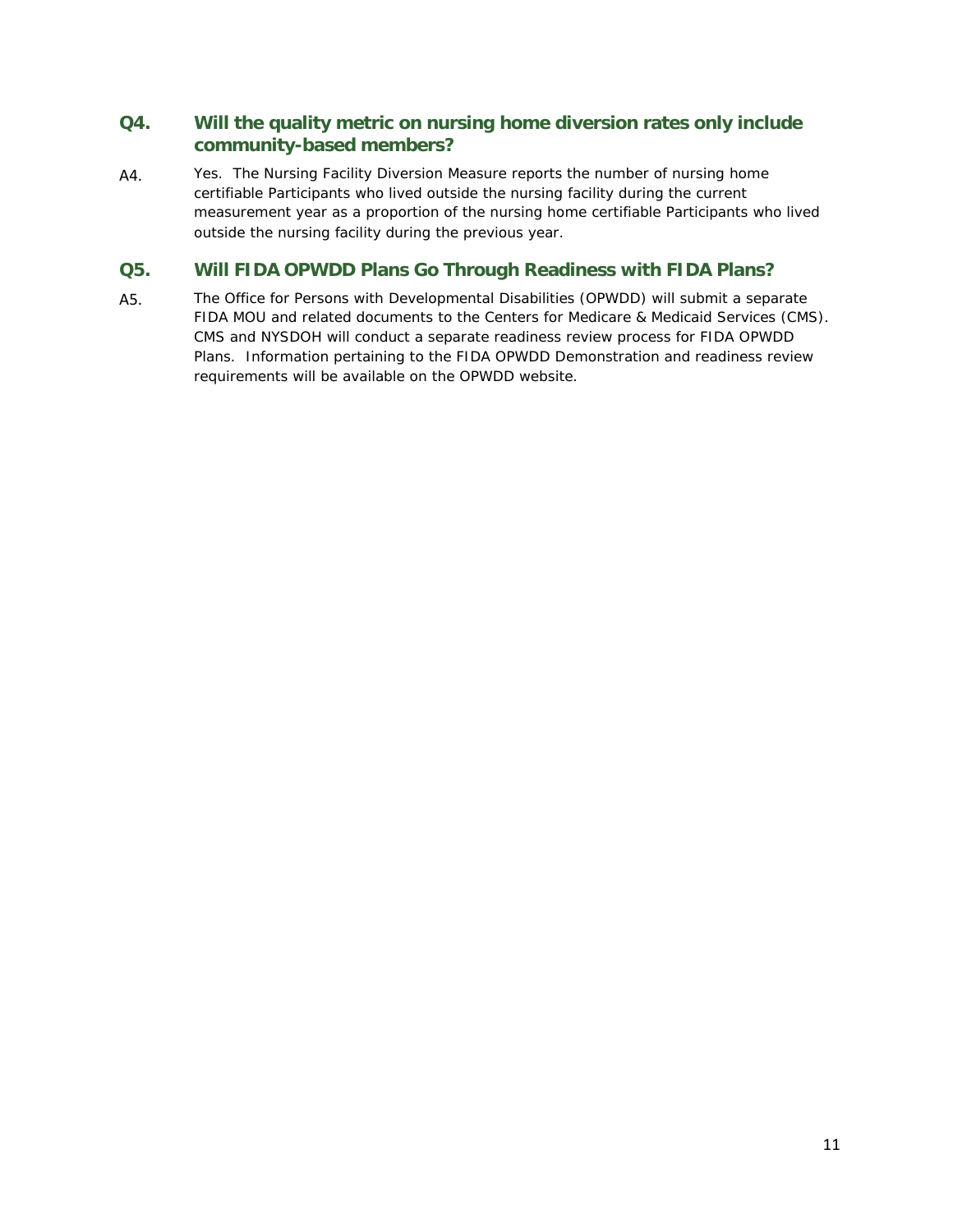### Q4. Will the quality metric on nursing home diversion rates only include community-based members?

A4. Yes. The Nursing Facility Diversion Measure reports the number of nursing home certifiable Participants who lived outside the nursing facility during the current measurement year as a proportion of the nursing home certifiable Participants who lived outside the nursing facility during the previous year.

### Q5. Will FIDA OPWDD Plans Go Through Readiness with FIDA Plans?

A5. The Office for Persons with Developmental Disabilities (OPWDD) will submit a separate FIDA MOU and related documents to the Centers for Medicare & Medicaid Services (CMS). CMS and NYSDOH will conduct a separate readiness review process for FIDA OPWDD Plans. Information pertaining to the FIDA OPWDD Demonstration and readiness review requirements will be available on the OPWDD website.